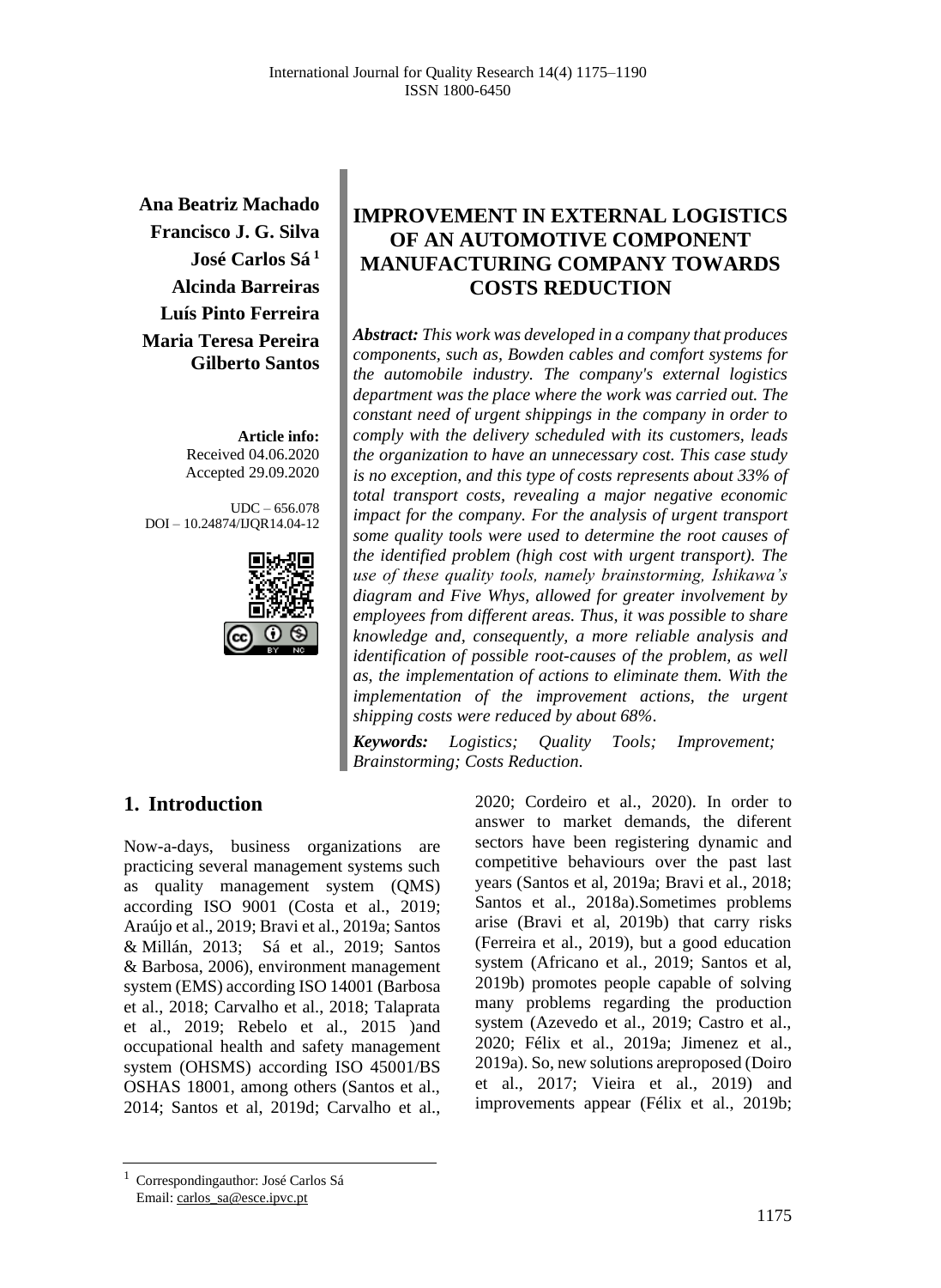**Ana Beatriz Machado**
**Francisco J. G. Silva**
**José Carlos Sá** [1]
**Alcinda Barreiras**
**Luís Pinto Ferreira**
**Maria Teresa Pereira**
**Gilberto Santos**

**Article info:**
Received 04.06.2020
Accepted 29.09.2020

UDC – 656.078
DOI – 10.24874/IJQR14.04-12

# IMPROVEMENT IN EXTERNAL LOGISTICS OF AN AUTOMOTIVE COMPONENT MANUFACTURING COMPANY TOWARDS COSTS REDUCTION

***Abstract:*** *This work was developed in a company that produces components, such as, Bowden cables and comfort systems for the automobile industry. The company's external logistics department was the place where the work was carried out. The constant need of urgent shippings in the company in order to comply with the delivery scheduled with its customers, leads the organization to have an unnecessary cost. This case study is no exception, and this type of costs represents about 33% of total transport costs, revealing a major negative economic impact for the company. For the analysis of urgent transport some quality tools were used to determine the root causes of the identified problem (high cost with urgent transport). The use of these quality tools, namely brainstorming, Ishikawa's diagram and Five Whys, allowed for greater involvement by employees from different areas. Thus, it was possible to share knowledge and, consequently, a more reliable analysis and identification of possible root-causes of the problem, as well as, the implementation of actions to eliminate them. With the implementation of the improvement actions, the urgent shipping costs were reduced by about 68%.*

***Keywords:*** *Logistics; Quality Tools; Improvement; Brainstorming; Costs Reduction.*

## 1. Introduction

Now-a-days, business organizations are practicing several management systems such as quality management system (QMS) according ISO 9001 (Costa et al., 2019; Araújo et al., 2019; Bravi et al., 2019a; Santos & Millán, 2013; Sá et al., 2019; Santos & Barbosa, 2006), environment management system (EMS) according ISO 14001 (Barbosa et al., 2018; Carvalho et al., 2018; Talaprata et al., 2019; Rebelo et al., 2015 )and occupational health and safety management system (OHSMS) according ISO 45001/BS OSHAS 18001, among others (Santos et al., 2014; Santos et al, 2019d; Carvalho et al., 2020; Cordeiro et al., 2020). In order to answer to market demands, the diferent sectors have been registering dynamic and competitive behaviours over the past last years (Santos et al, 2019a; Bravi et al., 2018; Santos et al., 2018a).Sometimes problems arise (Bravi et al, 2019b) that carry risks (Ferreira et al., 2019), but a good education system (Africano et al., 2019; Santos et al, 2019b) promotes people capable of solving many problems regarding the production system (Azevedo et al., 2019; Castro et al., 2020; Félix et al., 2019a; Jimenez et al., 2019a). So, new solutions areproposed (Doiro et al., 2017; Vieira et al., 2019) and improvements appear (Félix et al., 2019b;

[1] Correspondingauthor: José Carlos Sá
Email: carlos_sa@esce.ipvc.pt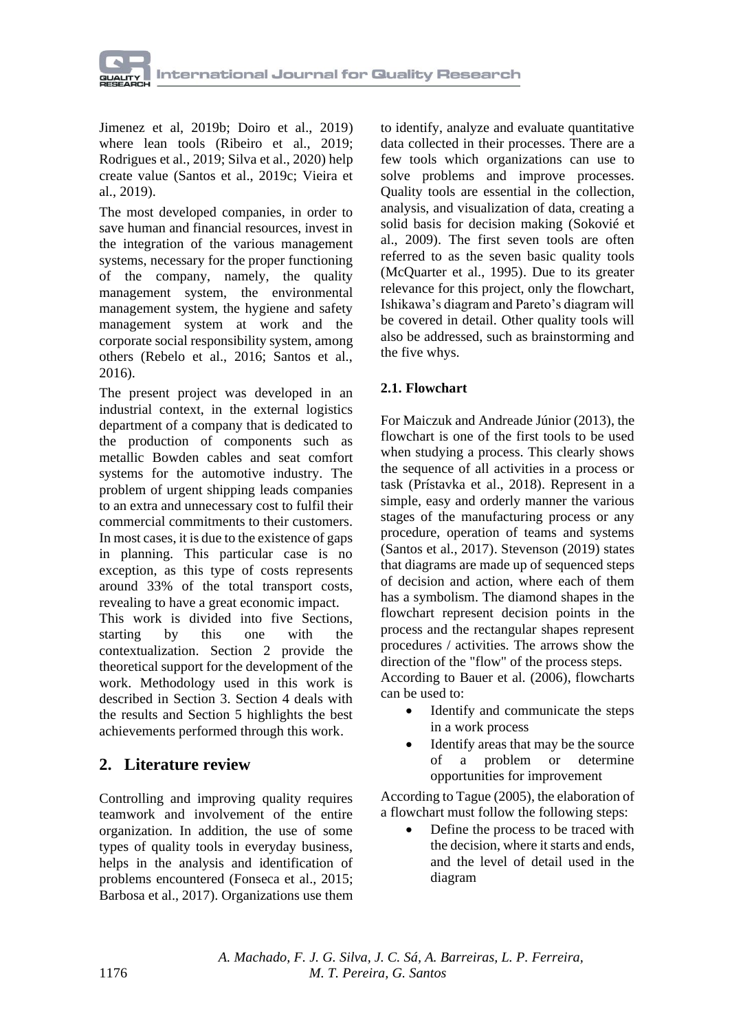Jimenez et al, 2019b; Doiro et al., 2019) where lean tools (Ribeiro et al., 2019; Rodrigues et al., 2019; Silva et al., 2020) help create value (Santos et al., 2019c; Vieira et al., 2019).

The most developed companies, in order to save human and financial resources, invest in the integration of the various management systems, necessary for the proper functioning of the company, namely, the quality management system, the environmental management system, the hygiene and safety management system at work and the corporate social responsibility system, among others (Rebelo et al., 2016; Santos et al., 2016).

The present project was developed in an industrial context, in the external logistics department of a company that is dedicated to the production of components such as metallic Bowden cables and seat comfort systems for the automotive industry. The problem of urgent shipping leads companies to an extra and unnecessary cost to fulfil their commercial commitments to their customers. In most cases, it is due to the existence of gaps in planning. This particular case is no exception, as this type of costs represents around 33% of the total transport costs, revealing to have a great economic impact.

This work is divided into five Sections, starting by this one with the contextualization. Section 2 provide the theoretical support for the development of the work. Methodology used in this work is described in Section 3. Section 4 deals with the results and Section 5 highlights the best achievements performed through this work.

## 2. Literature review

Controlling and improving quality requires teamwork and involvement of the entire organization. In addition, the use of some types of quality tools in everyday business, helps in the analysis and identification of problems encountered (Fonseca et al., 2015; Barbosa et al., 2017). Organizations use them to identify, analyze and evaluate quantitative data collected in their processes. There are a few tools which organizations can use to solve problems and improve processes. Quality tools are essential in the collection, analysis, and visualization of data, creating a solid basis for decision making (Sokovié et al., 2009). The first seven tools are often referred to as the seven basic quality tools (McQuarter et al., 1995). Due to its greater relevance for this project, only the flowchart, Ishikawa's diagram and Pareto's diagram will be covered in detail. Other quality tools will also be addressed, such as brainstorming and the five whys.

### 2.1. Flowchart

For Maiczuk and Andreade Júnior (2013), the flowchart is one of the first tools to be used when studying a process. This clearly shows the sequence of all activities in a process or task (Prístavka et al., 2018). Represent in a simple, easy and orderly manner the various stages of the manufacturing process or any procedure, operation of teams and systems (Santos et al., 2017). Stevenson (2019) states that diagrams are made up of sequenced steps of decision and action, where each of them has a symbolism. The diamond shapes in the flowchart represent decision points in the process and the rectangular shapes represent procedures / activities. The arrows show the direction of the "flow" of the process steps.

According to Bauer et al. (2006), flowcharts can be used to:

- Identify and communicate the steps in a work process
- Identify areas that may be the source of a problem or determine opportunities for improvement

According to Tague (2005), the elaboration of a flowchart must follow the following steps:

- Define the process to be traced with the decision, where it starts and ends, and the level of detail used in the diagram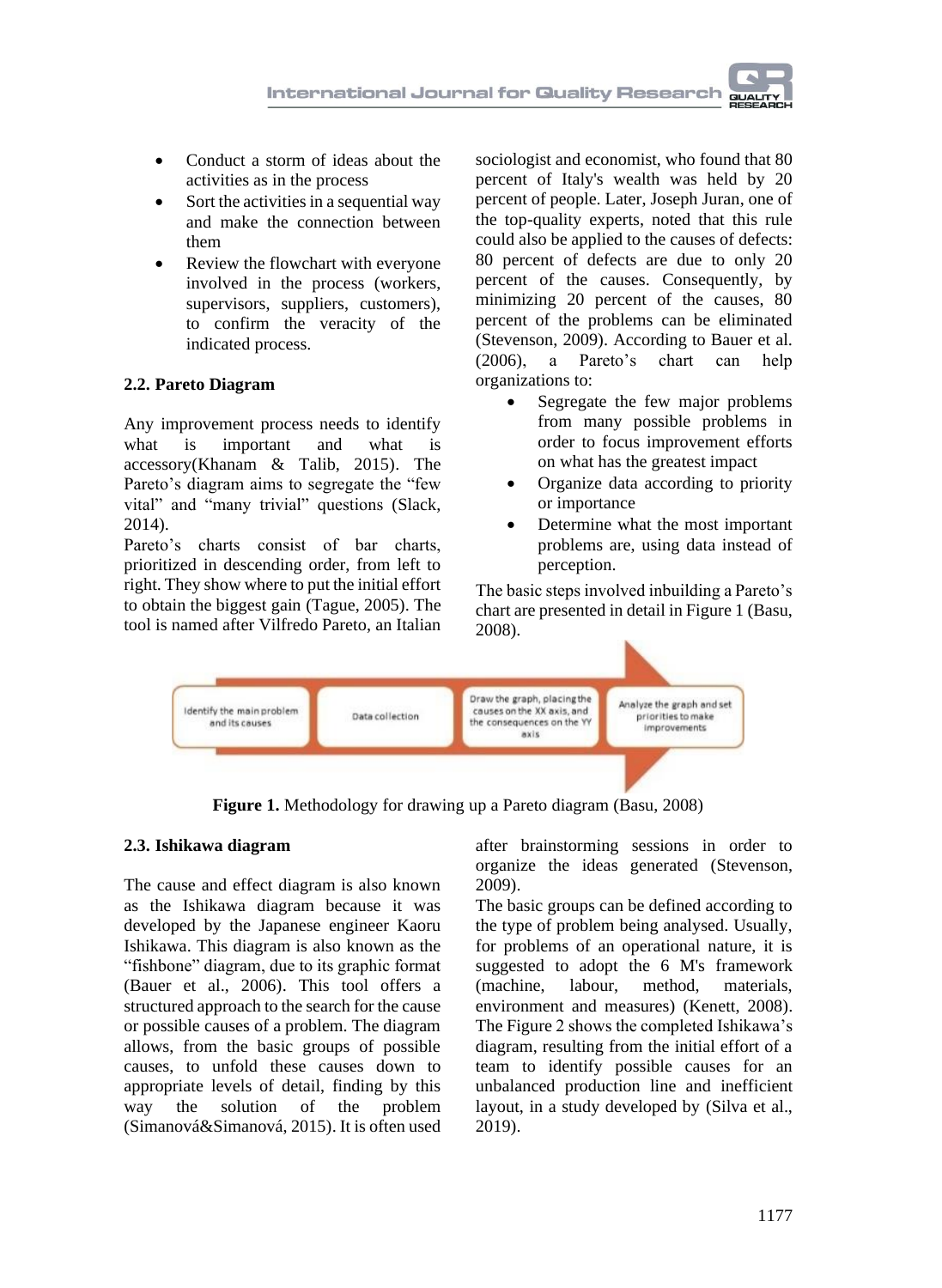- Conduct a storm of ideas about the activities as in the process
- Sort the activities in a sequential way and make the connection between them
- Review the flowchart with everyone involved in the process (workers, supervisors, suppliers, customers), to confirm the veracity of the indicated process.

### 2.2. Pareto Diagram

Any improvement process needs to identify what is important and what is accessory(Khanam & Talib, 2015). The Pareto's diagram aims to segregate the "few vital" and "many trivial" questions (Slack, 2014).

Pareto's charts consist of bar charts, prioritized in descending order, from left to right. They show where to put the initial effort to obtain the biggest gain (Tague, 2005). The tool is named after Vilfredo Pareto, an Italian sociologist and economist, who found that 80 percent of Italy's wealth was held by 20 percent of people. Later, Joseph Juran, one of the top-quality experts, noted that this rule could also be applied to the causes of defects: 80 percent of defects are due to only 20 percent of the causes. Consequently, by minimizing 20 percent of the causes, 80 percent of the problems can be eliminated (Stevenson, 2009). According to Bauer et al. (2006), a Pareto's chart can help organizations to:

- Segregate the few major problems from many possible problems in order to focus improvement efforts on what has the greatest impact
- Organize data according to priority or importance
- Determine what the most important problems are, using data instead of perception.

The basic steps involved inbuilding a Pareto's chart are presented in detail in Figure 1 (Basu, 2008).

Identify the main problem and its causes → Data collection → Draw the graph, placing the causes on the XX axis, and the consequences on the YY axis → Analyze the graph and set priorities to make improvements

**Figure 1.** Methodology for drawing up a Pareto diagram (Basu, 2008)

### 2.3. Ishikawa diagram

The cause and effect diagram is also known as the Ishikawa diagram because it was developed by the Japanese engineer Kaoru Ishikawa. This diagram is also known as the "fishbone" diagram, due to its graphic format (Bauer et al., 2006). This tool offers a structured approach to the search for the cause or possible causes of a problem. The diagram allows, from the basic groups of possible causes, to unfold these causes down to appropriate levels of detail, finding by this way the solution of the problem (Simanová&Simanová, 2015). It is often used after brainstorming sessions in order to organize the ideas generated (Stevenson, 2009).

The basic groups can be defined according to the type of problem being analysed. Usually, for problems of an operational nature, it is suggested to adopt the 6 M's framework (machine, labour, method, materials, environment and measures) (Kenett, 2008). The Figure 2 shows the completed Ishikawa's diagram, resulting from the initial effort of a team to identify possible causes for an unbalanced production line and inefficient layout, in a study developed by (Silva et al., 2019).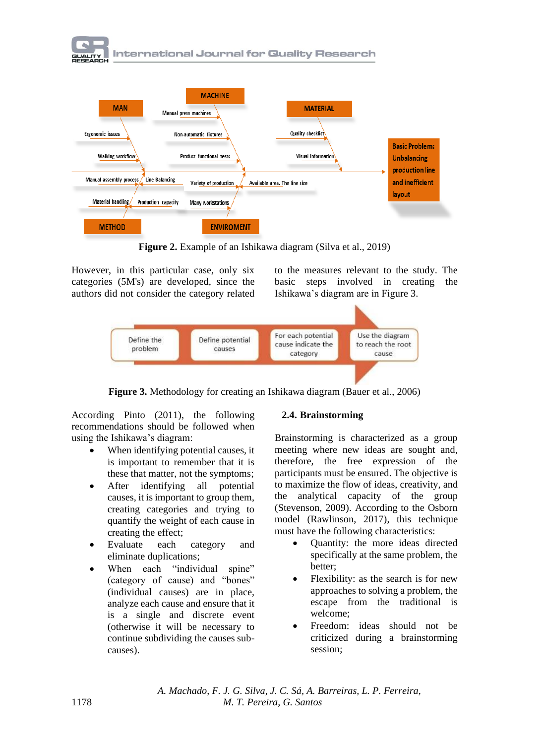**Figure 2.** Example of an Ishikawa diagram (Silva et al., 2019)

However, in this particular case, only six categories (5M's) are developed, since the authors did not consider the category related to the measures relevant to the study. The basic steps involved in creating the Ishikawa's diagram are in Figure 3.

**Figure 3.** Methodology for creating an Ishikawa diagram (Bauer et al., 2006)

According Pinto (2011), the following recommendations should be followed when using the Ishikawa's diagram:

- When identifying potential causes, it is important to remember that it is these that matter, not the symptoms;
- After identifying all potential causes, it is important to group them, creating categories and trying to quantify the weight of each cause in creating the effect;
- Evaluate each category and eliminate duplications;
- When each "individual spine" (category of cause) and "bones" (individual causes) are in place, analyze each cause and ensure that it is a single and discrete event (otherwise it will be necessary to continue subdividing the causes sub-causes).

### 2.4. Brainstorming

Brainstorming is characterized as a group meeting where new ideas are sought and, therefore, the free expression of the participants must be ensured. The objective is to maximize the flow of ideas, creativity, and the analytical capacity of the group (Stevenson, 2009). According to the Osborn model (Rawlinson, 2017), this technique must have the following characteristics:

- Quantity: the more ideas directed specifically at the same problem, the better;
- Flexibility: as the search is for new approaches to solving a problem, the escape from the traditional is welcome;
- Freedom: ideas should not be criticized during a brainstorming session;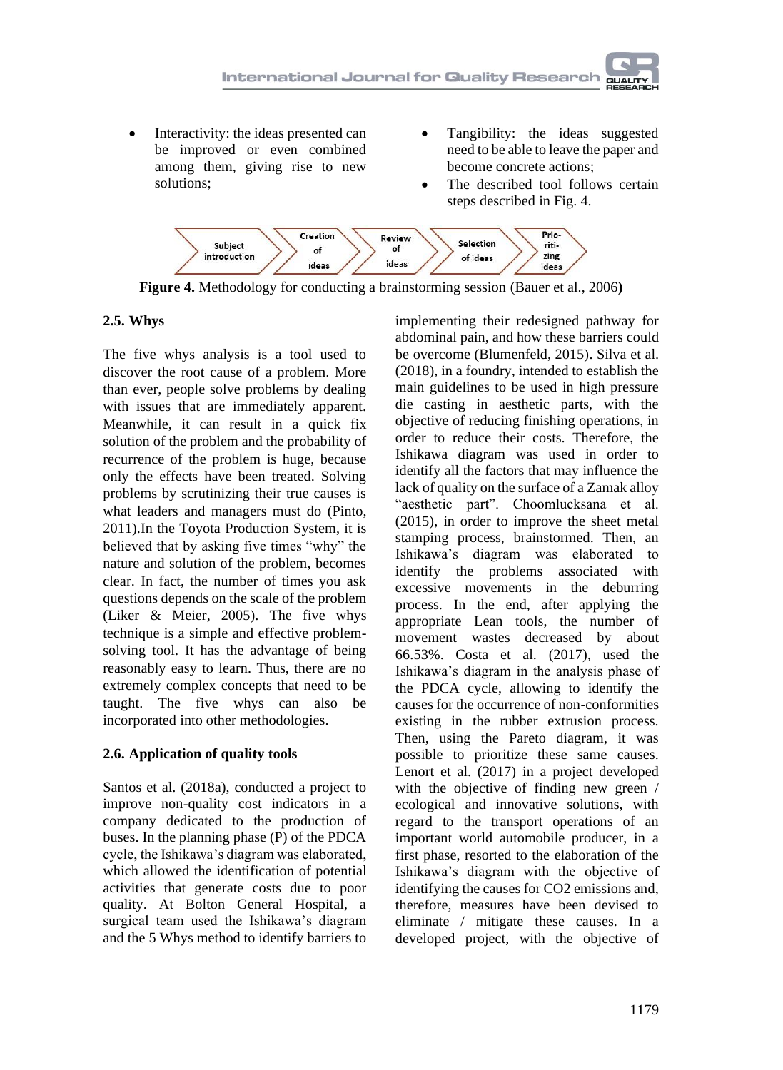- Interactivity: the ideas presented can be improved or even combined among them, giving rise to new solutions;
- Tangibility: the ideas suggested need to be able to leave the paper and become concrete actions;
- The described tool follows certain steps described in Fig. 4.

Subject introduction → Creation of ideas → Review of ideas → Selection of ideas → Prioritizing ideas

**Figure 4.** Methodology for conducting a brainstorming session (Bauer et al., 2006**)**

### 2.5. Whys

The five whys analysis is a tool used to discover the root cause of a problem. More than ever, people solve problems by dealing with issues that are immediately apparent. Meanwhile, it can result in a quick fix solution of the problem and the probability of recurrence of the problem is huge, because only the effects have been treated. Solving problems by scrutinizing their true causes is what leaders and managers must do (Pinto, 2011).In the Toyota Production System, it is believed that by asking five times "why" the nature and solution of the problem, becomes clear. In fact, the number of times you ask questions depends on the scale of the problem (Liker & Meier, 2005). The five whys technique is a simple and effective problem-solving tool. It has the advantage of being reasonably easy to learn. Thus, there are no extremely complex concepts that need to be taught. The five whys can also be incorporated into other methodologies.

### 2.6. Application of quality tools

Santos et al. (2018a), conducted a project to improve non-quality cost indicators in a company dedicated to the production of buses. In the planning phase (P) of the PDCA cycle, the Ishikawa's diagram was elaborated, which allowed the identification of potential activities that generate costs due to poor quality. At Bolton General Hospital, a surgical team used the Ishikawa's diagram and the 5 Whys method to identify barriers to implementing their redesigned pathway for abdominal pain, and how these barriers could be overcome (Blumenfeld, 2015). Silva et al. (2018), in a foundry, intended to establish the main guidelines to be used in high pressure die casting in aesthetic parts, with the objective of reducing finishing operations, in order to reduce their costs. Therefore, the Ishikawa diagram was used in order to identify all the factors that may influence the lack of quality on the surface of a Zamak alloy "aesthetic part". Choomlucksana et al. (2015), in order to improve the sheet metal stamping process, brainstormed. Then, an Ishikawa's diagram was elaborated to identify the problems associated with excessive movements in the deburring process. In the end, after applying the appropriate Lean tools, the number of movement wastes decreased by about 66.53%. Costa et al. (2017), used the Ishikawa's diagram in the analysis phase of the PDCA cycle, allowing to identify the causes for the occurrence of non-conformities existing in the rubber extrusion process. Then, using the Pareto diagram, it was possible to prioritize these same causes. Lenort et al. (2017) in a project developed with the objective of finding new green / ecological and innovative solutions, with regard to the transport operations of an important world automobile producer, in a first phase, resorted to the elaboration of the Ishikawa's diagram with the objective of identifying the causes for $CO_2$ emissions and, therefore, measures have been devised to eliminate / mitigate these causes. In a developed project, with the objective of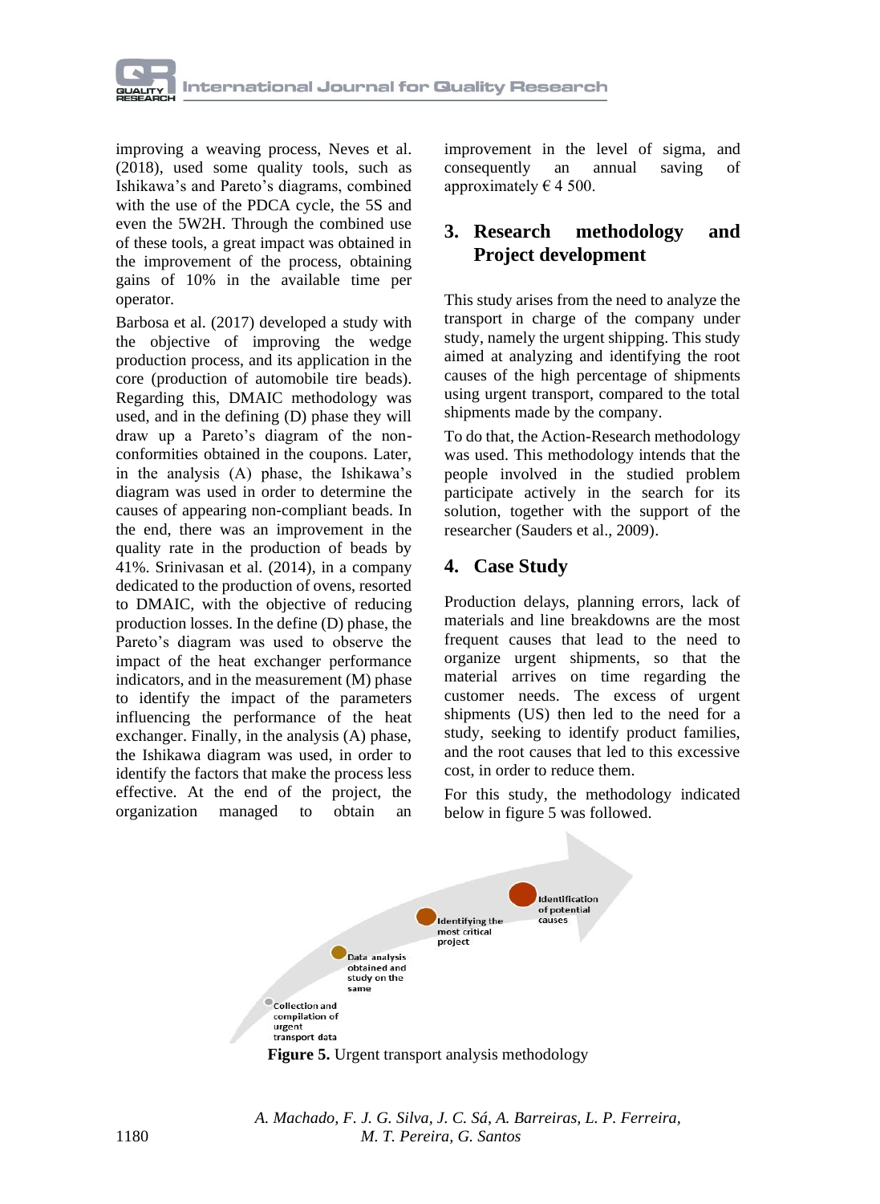improving a weaving process, Neves et al. (2018), used some quality tools, such as Ishikawa's and Pareto's diagrams, combined with the use of the PDCA cycle, the 5S and even the 5W2H. Through the combined use of these tools, a great impact was obtained in the improvement of the process, obtaining gains of 10% in the available time per operator.

Barbosa et al. (2017) developed a study with the objective of improving the wedge production process, and its application in the core (production of automobile tire beads). Regarding this, DMAIC methodology was used, and in the defining (D) phase they will draw up a Pareto's diagram of the non-conformities obtained in the coupons. Later, in the analysis (A) phase, the Ishikawa's diagram was used in order to determine the causes of appearing non-compliant beads. In the end, there was an improvement in the quality rate in the production of beads by 41%. Srinivasan et al. (2014), in a company dedicated to the production of ovens, resorted to DMAIC, with the objective of reducing production losses. In the define (D) phase, the Pareto's diagram was used to observe the impact of the heat exchanger performance indicators, and in the measurement (M) phase to identify the impact of the parameters influencing the performance of the heat exchanger. Finally, in the analysis (A) phase, the Ishikawa diagram was used, in order to identify the factors that make the process less effective. At the end of the project, the organization managed to obtain an improvement in the level of sigma, and consequently an annual saving of approximately € 4 500.

## 3. Research methodology and Project development

This study arises from the need to analyze the transport in charge of the company under study, namely the urgent shipping. This study aimed at analyzing and identifying the root causes of the high percentage of shipments using urgent transport, compared to the total shipments made by the company.

To do that, the Action-Research methodology was used. This methodology intends that the people involved in the studied problem participate actively in the search for its solution, together with the support of the researcher (Sauders et al., 2009).

## 4. Case Study

Production delays, planning errors, lack of materials and line breakdowns are the most frequent causes that lead to the need to organize urgent shipments, so that the material arrives on time regarding the customer needs. The excess of urgent shipments (US) then led to the need for a study, seeking to identify product families, and the root causes that led to this excessive cost, in order to reduce them.

For this study, the methodology indicated below in figure 5 was followed.

Collection and compilation of urgent transport data → Data analysis obtained and study on the same → Identifying the most critical project → Identification of potential causes

**Figure 5.** Urgent transport analysis methodology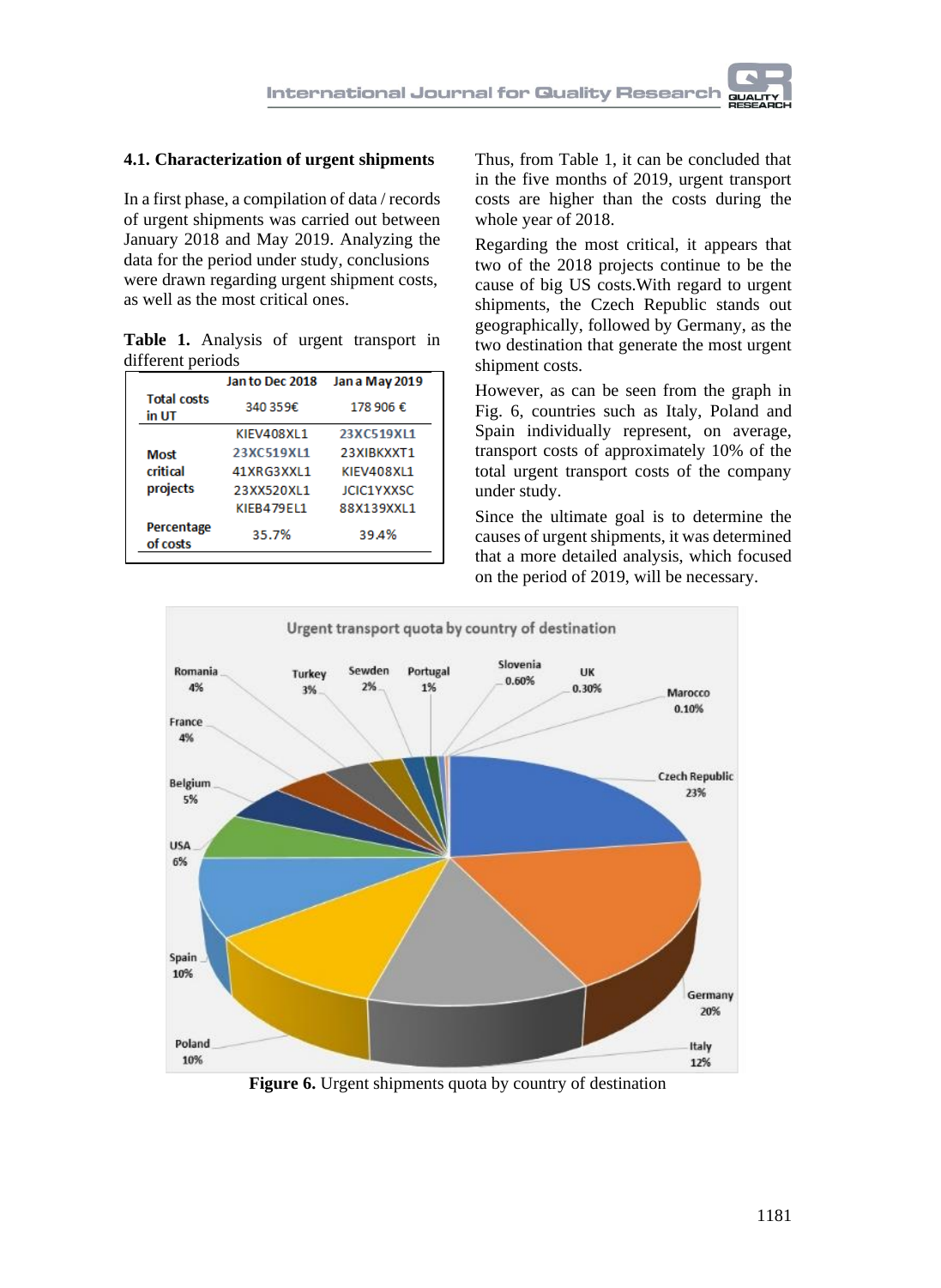### 4.1. Characterization of urgent shipments

In a first phase, a compilation of data / records of urgent shipments was carried out between January 2018 and May 2019. Analyzing the data for the period under study, conclusions were drawn regarding urgent shipment costs, as well as the most critical ones.

**Table 1.** Analysis of urgent transport in different periods

| | Jan to Dec 2018 | Jan a May 2019 |
|---|---|---|
| Total costs in UT | 340 359€ | 178 906 € |
| Most critical projects | KIEV408XL1<br>23XC519XL1<br>41XRG3XXL1<br>23XX520XL1<br>KIEB479EL1 | 23XC519XL1<br>23XIBKXXT1<br>KIEV408XL1<br>JCIC1YXXSC<br>88X139XXL1 |
| Percentage of costs | 35.7% | 39.4% |

Thus, from Table 1, it can be concluded that in the five months of 2019, urgent transport costs are higher than the costs during the whole year of 2018.

Regarding the most critical, it appears that two of the 2018 projects continue to be the cause of big US costs.With regard to urgent shipments, the Czech Republic stands out geographically, followed by Germany, as the two destination that generate the most urgent shipment costs.

However, as can be seen from the graph in Fig. 6, countries such as Italy, Poland and Spain individually represent, on average, transport costs of approximately 10% of the total urgent transport costs of the company under study.

Since the ultimate goal is to determine the causes of urgent shipments, it was determined that a more detailed analysis, which focused on the period of 2019, will be necessary.

**Figure 6.** Urgent shipments quota by country of destination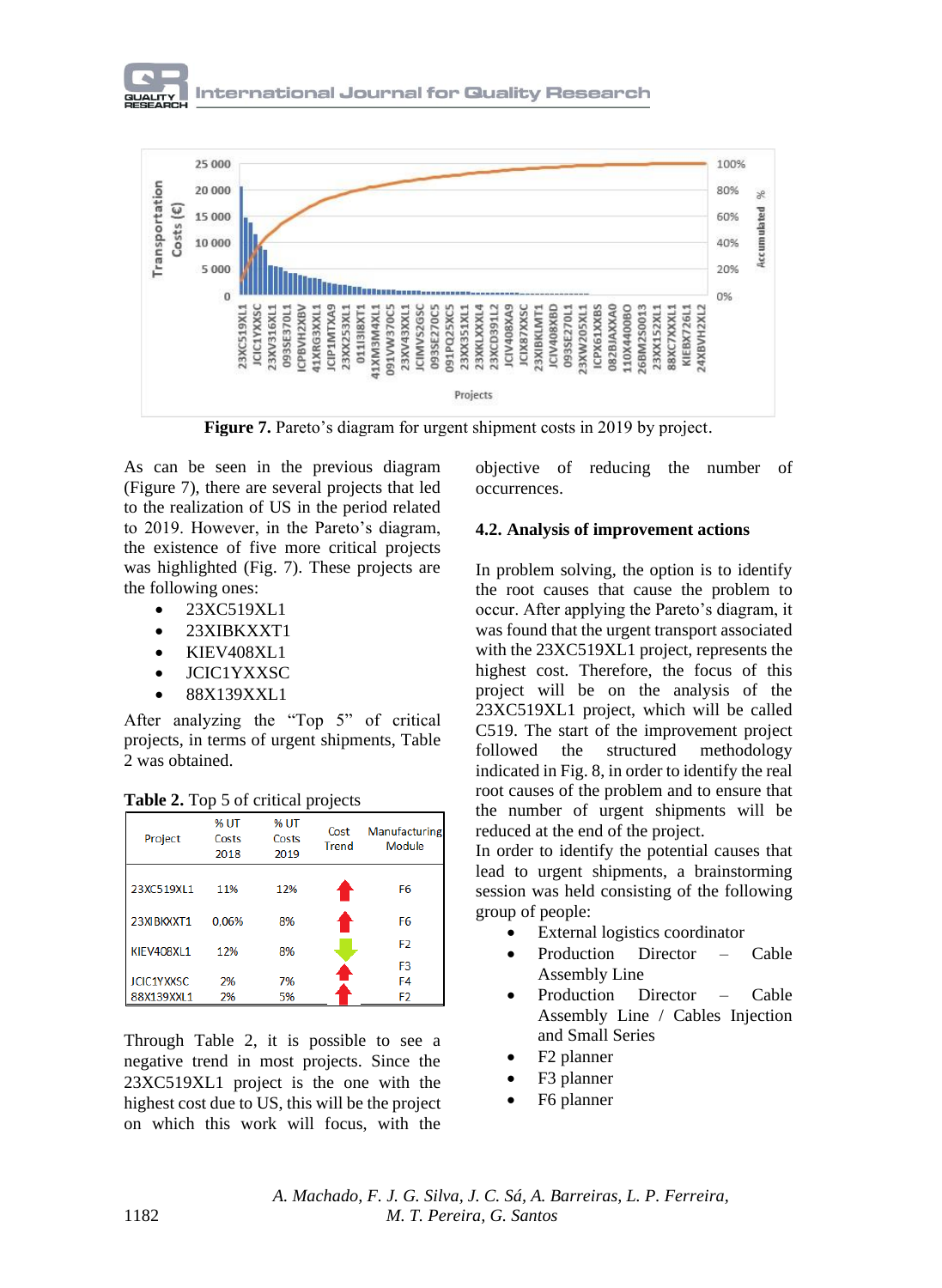Figure 7. Pareto's diagram for urgent shipment costs in 2019 by project.

As can be seen in the previous diagram (Figure 7), there are several projects that led to the realization of US in the period related to 2019. However, in the Pareto's diagram, the existence of five more critical projects was highlighted (Fig. 7). These projects are the following ones:

- 23XC519XL1
- 23XIBKXXT1
- KIEV408XL1
- JCIC1YXXSC
- 88X139XXL1

After analyzing the "Top 5" of critical projects, in terms of urgent shipments, Table 2 was obtained.

**Table 2.** Top 5 of critical projects

| Project | % UT Costs 2018 | % UT Costs 2019 | Cost Trend | Manufacturing Module |
|---|---|---|---|---|
| 23XC519XL1 | 11% | 12% | ↑ | F6 |
| 23XIBKXXT1 | 0,06% | 8% | ↑ | F6 |
| KIEV408XL1 | 12% | 8% | ↓ | F2 F3 |
| JCIC1YXXSC | 2% | 7% | ↑ | F4 |
| 88X139XXL1 | 2% | 5% | ↑ | F2 |

Through Table 2, it is possible to see a negative trend in most projects. Since the 23XC519XL1 project is the one with the highest cost due to US, this will be the project on which this work will focus, with the objective of reducing the number of occurrences.

### 4.2. Analysis of improvement actions

In problem solving, the option is to identify the root causes that cause the problem to occur. After applying the Pareto's diagram, it was found that the urgent transport associated with the 23XC519XL1 project, represents the highest cost. Therefore, the focus of this project will be on the analysis of the 23XC519XL1 project, which will be called C519. The start of the improvement project followed the structured methodology indicated in Fig. 8, in order to identify the real root causes of the problem and to ensure that the number of urgent shipments will be reduced at the end of the project.

In order to identify the potential causes that lead to urgent shipments, a brainstorming session was held consisting of the following group of people:

- External logistics coordinator
- Production Director – Cable Assembly Line
- Production Director – Cable Assembly Line / Cables Injection and Small Series
- F2 planner
- F3 planner
- F6 planner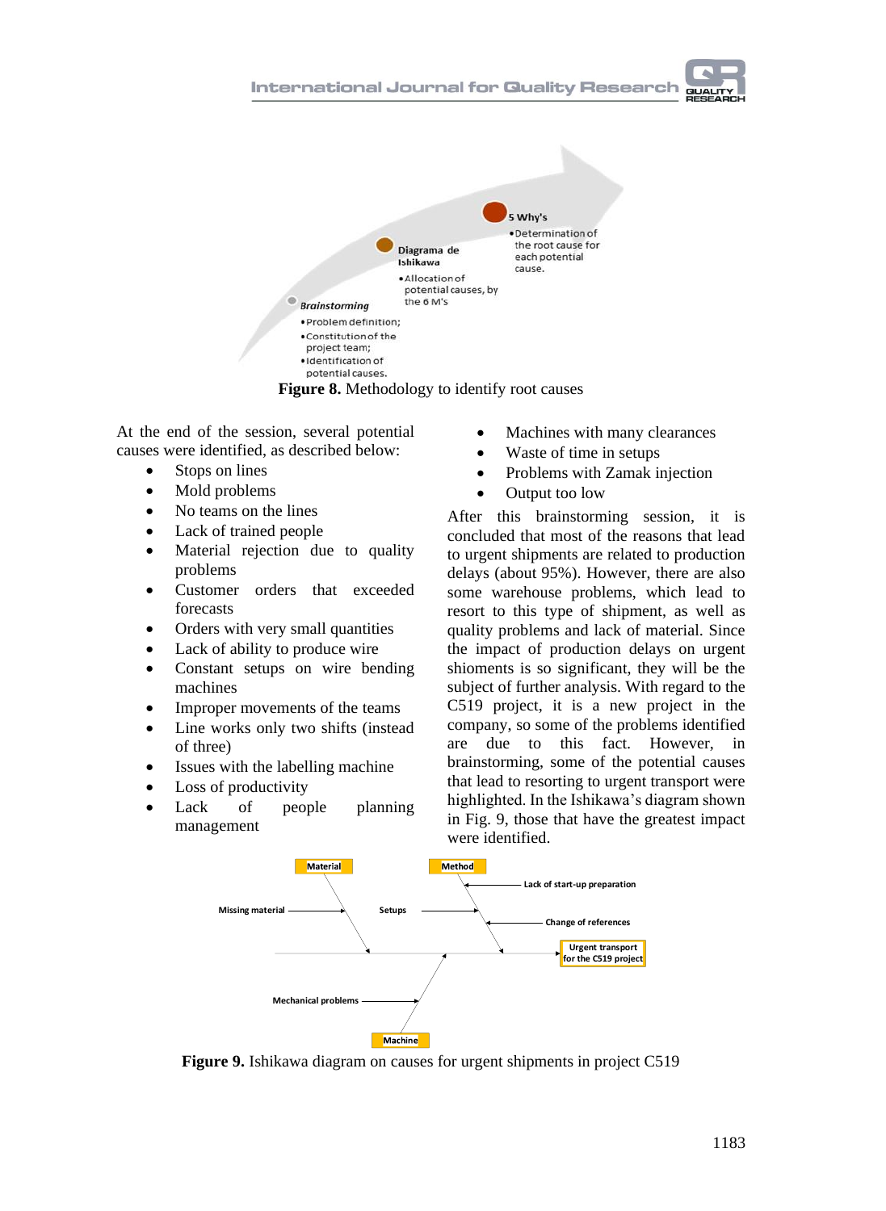**Figure 8.** Methodology to identify root causes

At the end of the session, several potential causes were identified, as described below:

- Stops on lines
- Mold problems
- No teams on the lines
- Lack of trained people
- Material rejection due to quality problems
- Customer orders that exceeded forecasts
- Orders with very small quantities
- Lack of ability to produce wire
- Constant setups on wire bending machines
- Improper movements of the teams
- Line works only two shifts (instead of three)
- Issues with the labelling machine
- Loss of productivity
- Lack of people planning management
- Machines with many clearances
- Waste of time in setups
- Problems with Zamak injection
- Output too low

After this brainstorming session, it is concluded that most of the reasons that lead to urgent shipments are related to production delays (about 95%). However, there are also some warehouse problems, which lead to resort to this type of shipment, as well as quality problems and lack of material. Since the impact of production delays on urgent shioments is so significant, they will be the subject of further analysis. With regard to the C519 project, it is a new project in the company, so some of the problems identified are due to this fact. However, in brainstorming, some of the potential causes that lead to resorting to urgent transport were highlighted. In the Ishikawa's diagram shown in Fig. 9, those that have the greatest impact were identified.

**Figure 9.** Ishikawa diagram on causes for urgent shipments in project C519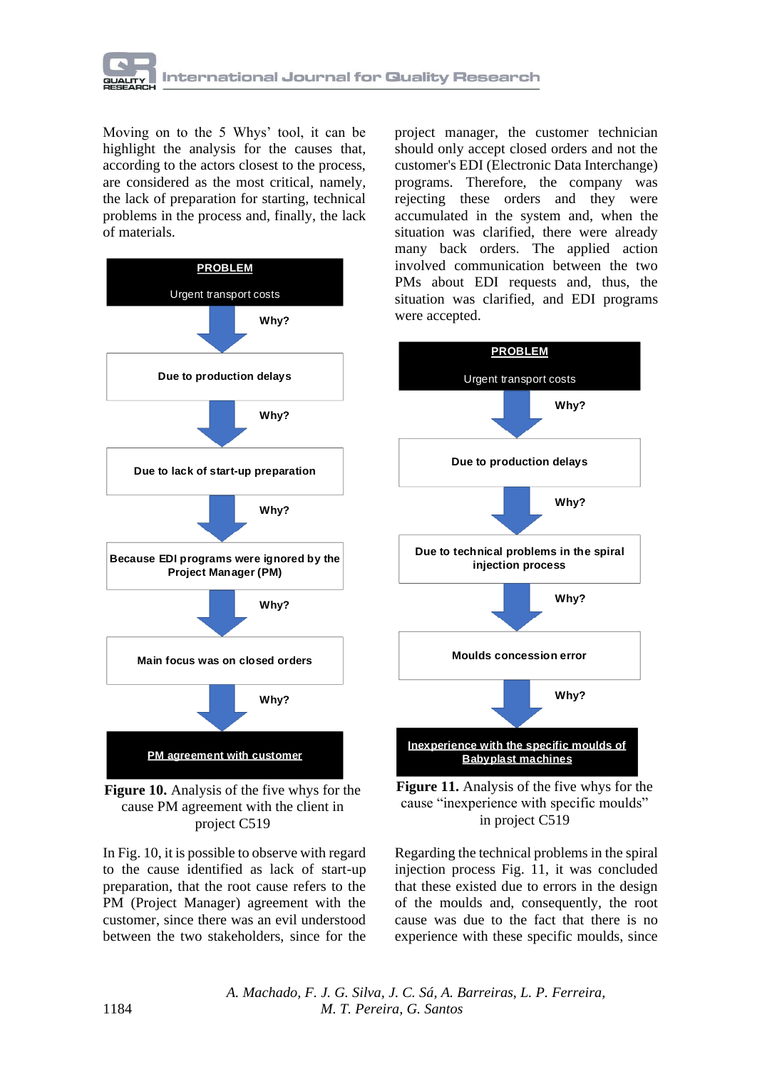Moving on to the 5 Whys' tool, it can be highlight the analysis for the causes that, according to the actors closest to the process, are considered as the most critical, namely, the lack of preparation for starting, technical problems in the process and, finally, the lack of materials.

**PROBLEM**

Urgent transport costs

Why?

**Due to production delays**

Why?

**Due to lack of start-up preparation**

Why?

**Because EDI programs were ignored by the Project Manager (PM)**

Why?

**Main focus was on closed orders**

Why?

**PM agreement with customer**

**Figure 10.** Analysis of the five whys for the cause PM agreement with the client in project C519

In Fig. 10, it is possible to observe with regard to the cause identified as lack of start-up preparation, that the root cause refers to the PM (Project Manager) agreement with the customer, since there was an evil understood between the two stakeholders, since for the project manager, the customer technician should only accept closed orders and not the customer's EDI (Electronic Data Interchange) programs. Therefore, the company was rejecting these orders and they were accumulated in the system and, when the situation was clarified, there were already many back orders. The applied action involved communication between the two PMs about EDI requests and, thus, the situation was clarified, and EDI programs were accepted.

**PROBLEM**

Urgent transport costs

Why?

**Due to production delays**

Why?

**Due to technical problems in the spiral injection process**

Why?

**Moulds concession error**

Why?

**Inexperience with the specific moulds of Babyplast machines**

**Figure 11.** Analysis of the five whys for the cause "inexperience with specific moulds" in project C519

Regarding the technical problems in the spiral injection process Fig. 11, it was concluded that these existed due to errors in the design of the moulds and, consequently, the root cause was due to the fact that there is no experience with these specific moulds, since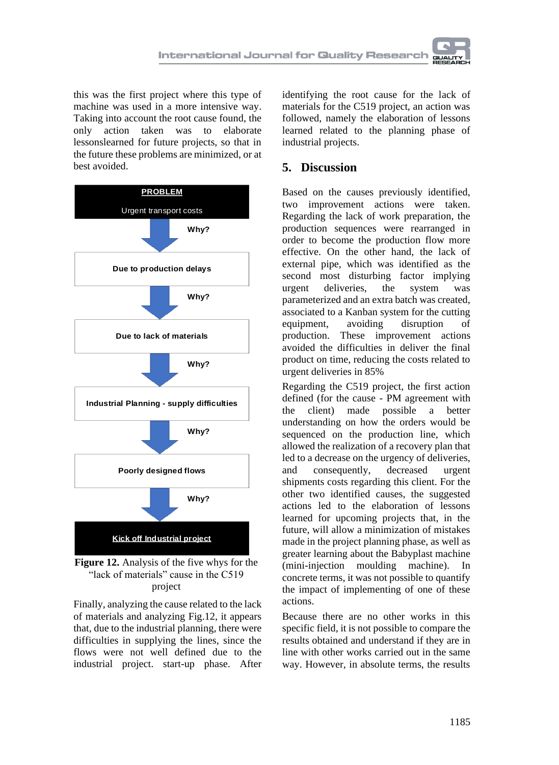this was the first project where this type of machine was used in a more intensive way. Taking into account the root cause found, the only action taken was to elaborate lessonslearned for future projects, so that in the future these problems are minimized, or at best avoided.

**PROBLEM**

Urgent transport costs

Why?

**Due to production delays**

Why?

**Due to lack of materials**

Why?

**Industrial Planning - supply difficulties**

Why?

**Poorly designed flows**

Why?

**Kick off Industrial project**

**Figure 12.** Analysis of the five whys for the "lack of materials" cause in the C519 project

Finally, analyzing the cause related to the lack of materials and analyzing Fig.12, it appears that, due to the industrial planning, there were difficulties in supplying the lines, since the flows were not well defined due to the industrial project. start-up phase. After identifying the root cause for the lack of materials for the C519 project, an action was followed, namely the elaboration of lessons learned related to the planning phase of industrial projects.

## 5. Discussion

Based on the causes previously identified, two improvement actions were taken. Regarding the lack of work preparation, the production sequences were rearranged in order to become the production flow more effective. On the other hand, the lack of external pipe, which was identified as the second most disturbing factor implying urgent deliveries, the system was parameterized and an extra batch was created, associated to a Kanban system for the cutting equipment, avoiding disruption of production. These improvement actions avoided the difficulties in deliver the final product on time, reducing the costs related to urgent deliveries in 85%

Regarding the C519 project, the first action defined (for the cause - PM agreement with the client) made possible a better understanding on how the orders would be sequenced on the production line, which allowed the realization of a recovery plan that led to a decrease on the urgency of deliveries, and consequently, decreased urgent shipments costs regarding this client. For the other two identified causes, the suggested actions led to the elaboration of lessons learned for upcoming projects that, in the future, will allow a minimization of mistakes made in the project planning phase, as well as greater learning about the Babyplast machine (mini-injection moulding machine). In concrete terms, it was not possible to quantify the impact of implementing of one of these actions.

Because there are no other works in this specific field, it is not possible to compare the results obtained and understand if they are in line with other works carried out in the same way. However, in absolute terms, the results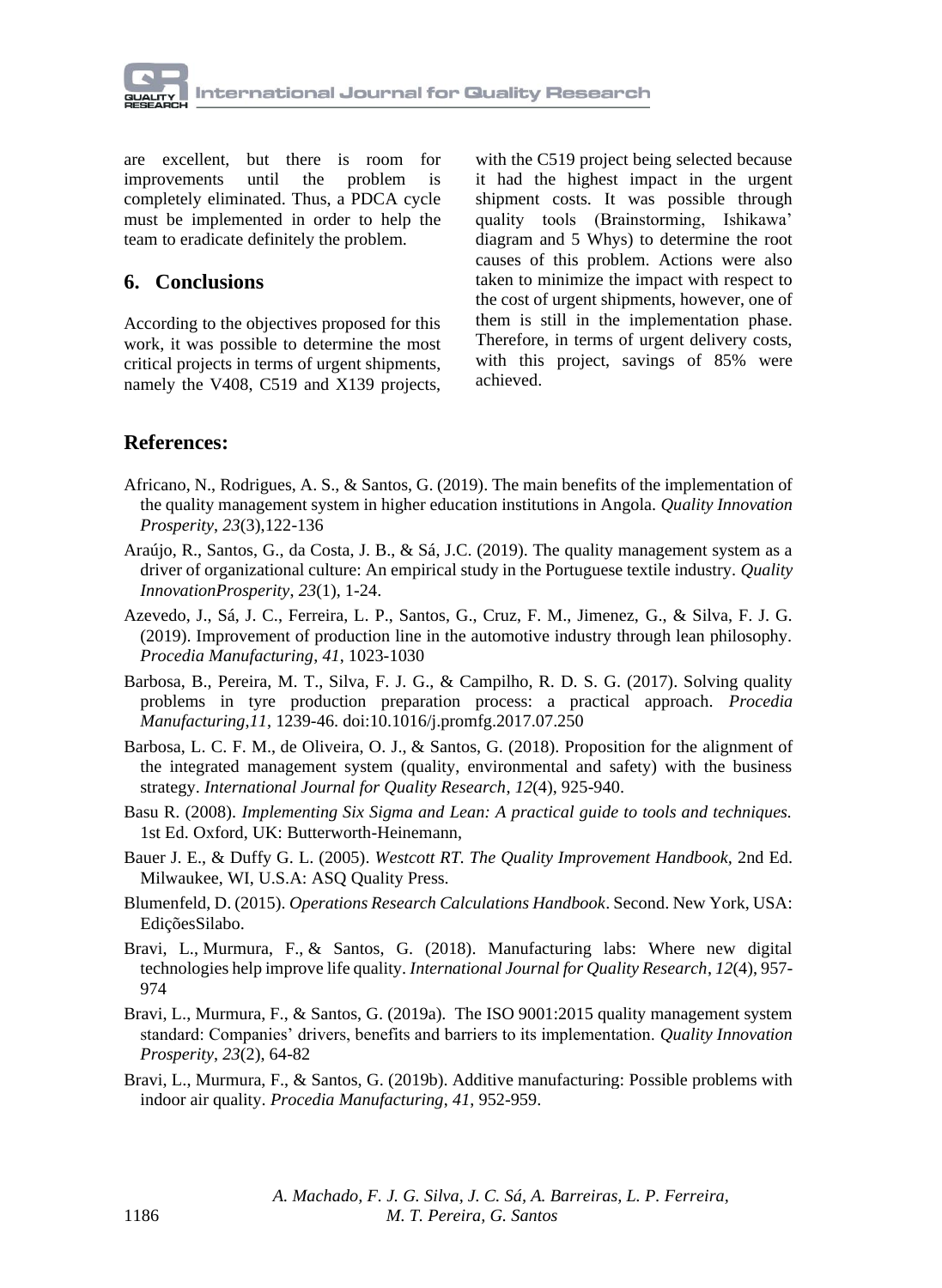are excellent, but there is room for improvements until the problem is completely eliminated. Thus, a PDCA cycle must be implemented in order to help the team to eradicate definitely the problem.

## 6. Conclusions

According to the objectives proposed for this work, it was possible to determine the most critical projects in terms of urgent shipments, namely the V408, C519 and X139 projects, with the C519 project being selected because it had the highest impact in the urgent shipment costs. It was possible through quality tools (Brainstorming, Ishikawa' diagram and 5 Whys) to determine the root causes of this problem. Actions were also taken to minimize the impact with respect to the cost of urgent shipments, however, one of them is still in the implementation phase. Therefore, in terms of urgent delivery costs, with this project, savings of 85% were achieved.

## References:

Africano, N., Rodrigues, A. S., & Santos, G. (2019). The main benefits of the implementation of the quality management system in higher education institutions in Angola. *Quality Innovation Prosperity*, *23*(3),122-136

Araújo, R., Santos, G., da Costa, J. B., & Sá, J.C. (2019). The quality management system as a driver of organizational culture: An empirical study in the Portuguese textile industry. *Quality InnovationProsperity*, *23*(1), 1-24.

Azevedo, J., Sá, J. C., Ferreira, L. P., Santos, G., Cruz, F. M., Jimenez, G., & Silva, F. J. G. (2019). Improvement of production line in the automotive industry through lean philosophy. *Procedia Manufacturing*, *41*, 1023-1030

Barbosa, B., Pereira, M. T., Silva, F. J. G., & Campilho, R. D. S. G. (2017). Solving quality problems in tyre production preparation process: a practical approach. *Procedia Manufacturing,11*, 1239-46. doi:10.1016/j.promfg.2017.07.250

Barbosa, L. C. F. M., de Oliveira, O. J., & Santos, G. (2018). Proposition for the alignment of the integrated management system (quality, environmental and safety) with the business strategy. *International Journal for Quality Research*, *12*(4), 925-940.

Basu R. (2008). *Implementing Six Sigma and Lean: A practical guide to tools and techniques.* 1st Ed. Oxford, UK: Butterworth-Heinemann,

Bauer J. E., & Duffy G. L. (2005). *Westcott RT. The Quality Improvement Handbook,* 2nd Ed. Milwaukee, WI, U.S.A: ASQ Quality Press.

Blumenfeld, D. (2015). *Operations Research Calculations Handbook*. Second. New York, USA: EdiçõesSilabo.

Bravi, L., Murmura, F., & Santos, G. (2018). Manufacturing labs: Where new digital technologies help improve life quality. *International Journal for Quality Research*, *12*(4), 957-974

Bravi, L., Murmura, F., & Santos, G. (2019a). The ISO 9001:2015 quality management system standard: Companies' drivers, benefits and barriers to its implementation. *Quality Innovation Prosperity*, *23*(2), 64-82

Bravi, L., Murmura, F., & Santos, G. (2019b). Additive manufacturing: Possible problems with indoor air quality. *Procedia Manufacturing*, *41*, 952-959.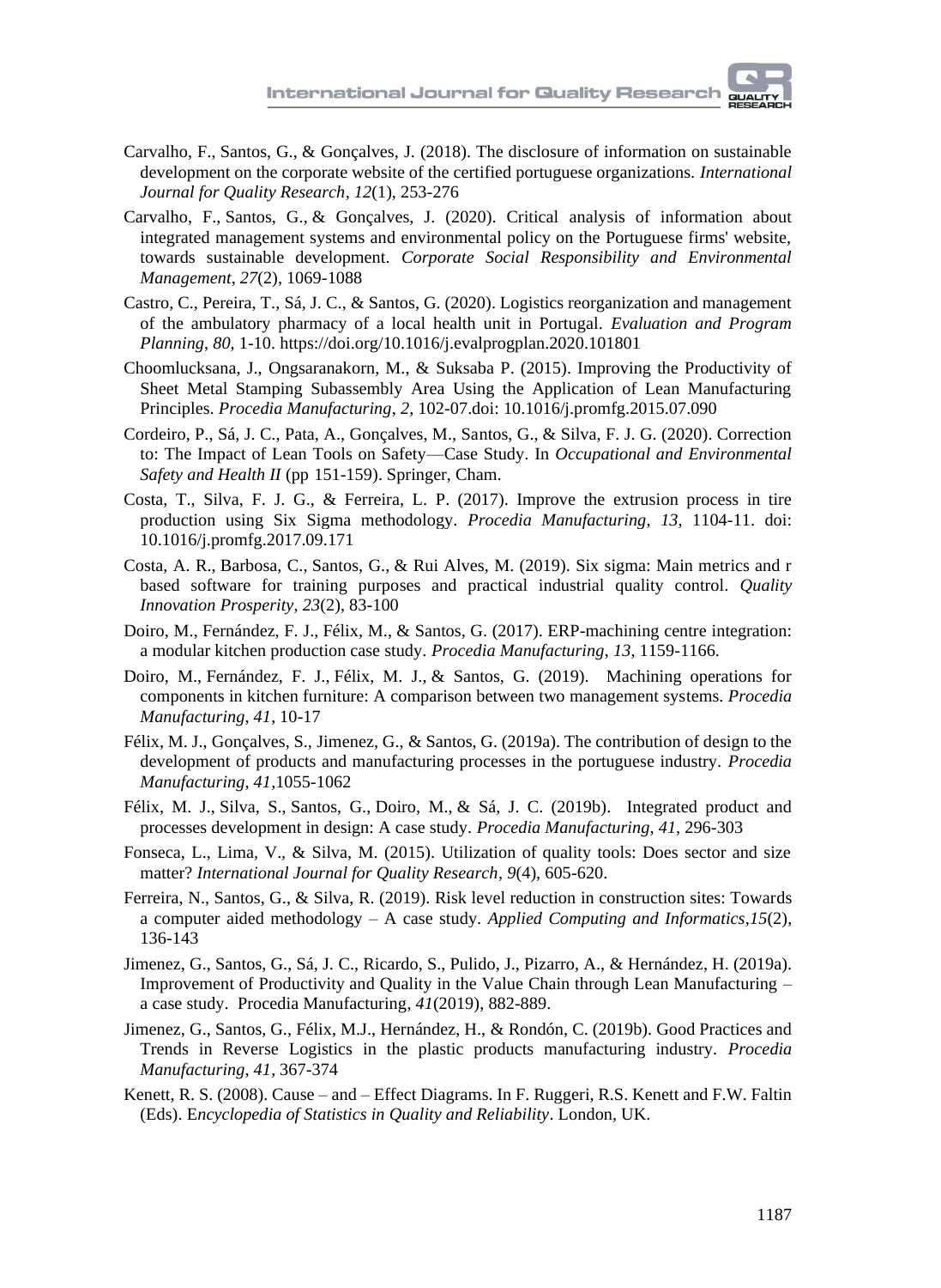Carvalho, F., Santos, G., & Gonçalves, J. (2018). The disclosure of information on sustainable development on the corporate website of the certified portuguese organizations. *International Journal for Quality Research*, *12*(1), 253-276

Carvalho, F., Santos, G., & Gonçalves, J. (2020). Critical analysis of information about integrated management systems and environmental policy on the Portuguese firms' website, towards sustainable development. *Corporate Social Responsibility and Environmental Management*, *27*(2), 1069-1088

Castro, C., Pereira, T., Sá, J. C., & Santos, G. (2020). Logistics reorganization and management of the ambulatory pharmacy of a local health unit in Portugal. *Evaluation and Program Planning*, *80*, 1-10. https://doi.org/10.1016/j.evalprogplan.2020.101801

Choomlucksana, J., Ongsaranakorn, M., & Suksaba P. (2015). Improving the Productivity of Sheet Metal Stamping Subassembly Area Using the Application of Lean Manufacturing Principles. *Procedia Manufacturing*, *2*, 102-07.doi: 10.1016/j.promfg.2015.07.090

Cordeiro, P., Sá, J. C., Pata, A., Gonçalves, M., Santos, G., & Silva, F. J. G. (2020). Correction to: The Impact of Lean Tools on Safety—Case Study. In *Occupational and Environmental Safety and Health II* (pp 151-159). Springer, Cham.

Costa, T., Silva, F. J. G., & Ferreira, L. P. (2017). Improve the extrusion process in tire production using Six Sigma methodology. *Procedia Manufacturing*, *13*, 1104-11. doi: 10.1016/j.promfg.2017.09.171

Costa, A. R., Barbosa, C., Santos, G., & Rui Alves, M. (2019). Six sigma: Main metrics and r based software for training purposes and practical industrial quality control. *Quality Innovation Prosperity*, *23*(2), 83-100

Doiro, M., Fernández, F. J., Félix, M., & Santos, G. (2017). ERP-machining centre integration: a modular kitchen production case study. *Procedia Manufacturing*, *13*, 1159-1166.

Doiro, M., Fernández, F. J., Félix, M. J., & Santos, G. (2019). Machining operations for components in kitchen furniture: A comparison between two management systems. *Procedia Manufacturing*, *41*, 10-17

Félix, M. J., Gonçalves, S., Jimenez, G., & Santos, G. (2019a). The contribution of design to the development of products and manufacturing processes in the portuguese industry. *Procedia Manufacturing*, *41*,1055-1062

Félix, M. J., Silva, S., Santos, G., Doiro, M., & Sá, J. C. (2019b). Integrated product and processes development in design: A case study. *Procedia Manufacturing*, *41*, 296-303

Fonseca, L., Lima, V., & Silva, M. (2015). Utilization of quality tools: Does sector and size matter? *International Journal for Quality Research*, *9*(4), 605-620.

Ferreira, N., Santos, G., & Silva, R. (2019). Risk level reduction in construction sites: Towards a computer aided methodology – A case study. *Applied Computing and Informatics*,*15*(2), 136-143

Jimenez, G., Santos, G., Sá, J. C., Ricardo, S., Pulido, J., Pizarro, A., & Hernández, H. (2019a). Improvement of Productivity and Quality in the Value Chain through Lean Manufacturing – a case study. Procedia Manufacturing, *41*(2019), 882-889.

Jimenez, G., Santos, G., Félix, M.J., Hernández, H., & Rondón, C. (2019b). Good Practices and Trends in Reverse Logistics in the plastic products manufacturing industry. *Procedia Manufacturing*, *41*, 367-374

Kenett, R. S. (2008). Cause – and – Effect Diagrams. In F. Ruggeri, R.S. Kenett and F.W. Faltin (Eds). E*ncyclopedia of Statistics in Quality and Reliability*. London, UK.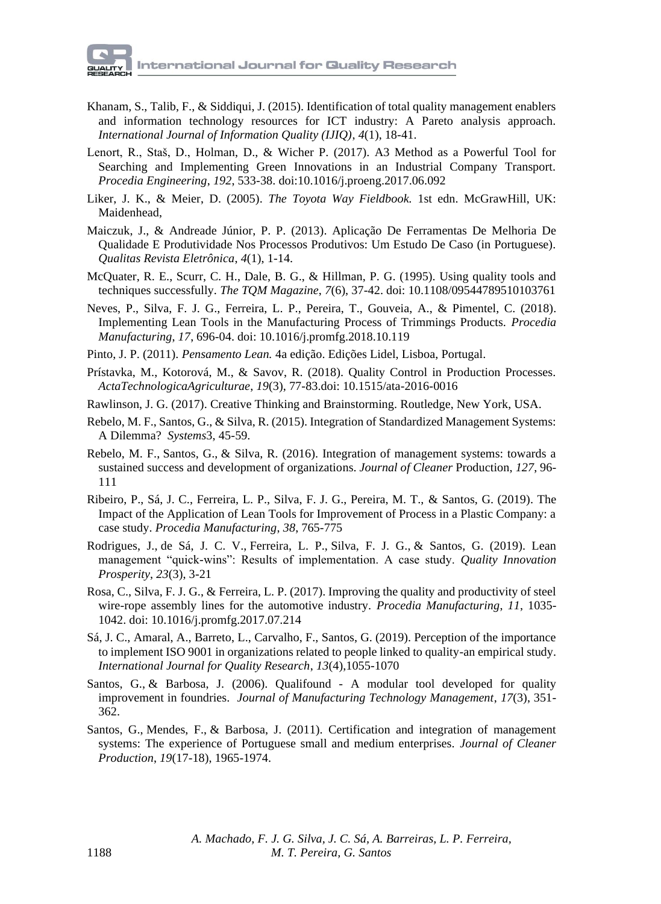Khanam, S., Talib, F., & Siddiqui, J. (2015). Identification of total quality management enablers and information technology resources for ICT industry: A Pareto analysis approach. *International Journal of Information Quality (IJIQ)*, *4*(1), 18-41.

Lenort, R., Staš, D., Holman, D., & Wicher P. (2017). A3 Method as a Powerful Tool for Searching and Implementing Green Innovations in an Industrial Company Transport. *Procedia Engineering*, *192*, 533-38. doi:10.1016/j.proeng.2017.06.092

Liker, J. K., & Meier, D. (2005). *The Toyota Way Fieldbook.* 1st edn. McGrawHill, UK: Maidenhead,

Maiczuk, J., & Andreade Júnior, P. P. (2013). Aplicação De Ferramentas De Melhoria De Qualidade E Produtividade Nos Processos Produtivos: Um Estudo De Caso (in Portuguese). *Qualitas Revista Eletrônica*, *4*(1), 1-14.

McQuater, R. E., Scurr, C. H., Dale, B. G., & Hillman, P. G. (1995). Using quality tools and techniques successfully. *The TQM Magazine*, *7*(6), 37-42. doi: 10.1108/09544789510103761

Neves, P., Silva, F. J. G., Ferreira, L. P., Pereira, T., Gouveia, A., & Pimentel, C. (2018). Implementing Lean Tools in the Manufacturing Process of Trimmings Products. *Procedia Manufacturing, 17*, 696-04. doi: 10.1016/j.promfg.2018.10.119

Pinto, J. P. (2011). *Pensamento Lean.* 4a edição. Edições Lidel, Lisboa, Portugal.

Prístavka, M., Kotorová, M., & Savov, R. (2018). Quality Control in Production Processes. *ActaTechnologicaAgriculturae*, *19*(3), 77-83.doi: 10.1515/ata-2016-0016

Rawlinson, J. G. (2017). Creative Thinking and Brainstorming. Routledge, New York, USA.

Rebelo, M. F., Santos, G., & Silva, R. (2015). Integration of Standardized Management Systems: A Dilemma? *Systems*3, 45-59.

Rebelo, M. F., Santos, G., & Silva, R. (2016). Integration of management systems: towards a sustained success and development of organizations. *Journal of Cleaner* Production, *127*, 96-111

Ribeiro, P., Sá, J. C., Ferreira, L. P., Silva, F. J. G., Pereira, M. T., & Santos, G. (2019). The Impact of the Application of Lean Tools for Improvement of Process in a Plastic Company: a case study. *Procedia Manufacturing*, *38*, 765-775

Rodrigues, J., de Sá, J. C. V., Ferreira, L. P., Silva, F. J. G., & Santos, G. (2019). Lean management "quick-wins": Results of implementation. A case study. *Quality Innovation Prosperity*, *23*(3), 3-21

Rosa, C., Silva, F. J. G., & Ferreira, L. P. (2017). Improving the quality and productivity of steel wire-rope assembly lines for the automotive industry. *Procedia Manufacturing*, *11*, 1035-1042. doi: 10.1016/j.promfg.2017.07.214

Sá, J. C., Amaral, A., Barreto, L., Carvalho, F., Santos, G. (2019). Perception of the importance to implement ISO 9001 in organizations related to people linked to quality-an empirical study. *International Journal for Quality Research*, *13*(4),1055-1070

Santos, G., & Barbosa, J. (2006). Qualifound - A modular tool developed for quality improvement in foundries. *Journal of Manufacturing Technology Management*, *17*(3), 351-362.

Santos, G., Mendes, F., & Barbosa, J. (2011). Certification and integration of management systems: The experience of Portuguese small and medium enterprises. *Journal of Cleaner Production*, *19*(17-18), 1965-1974.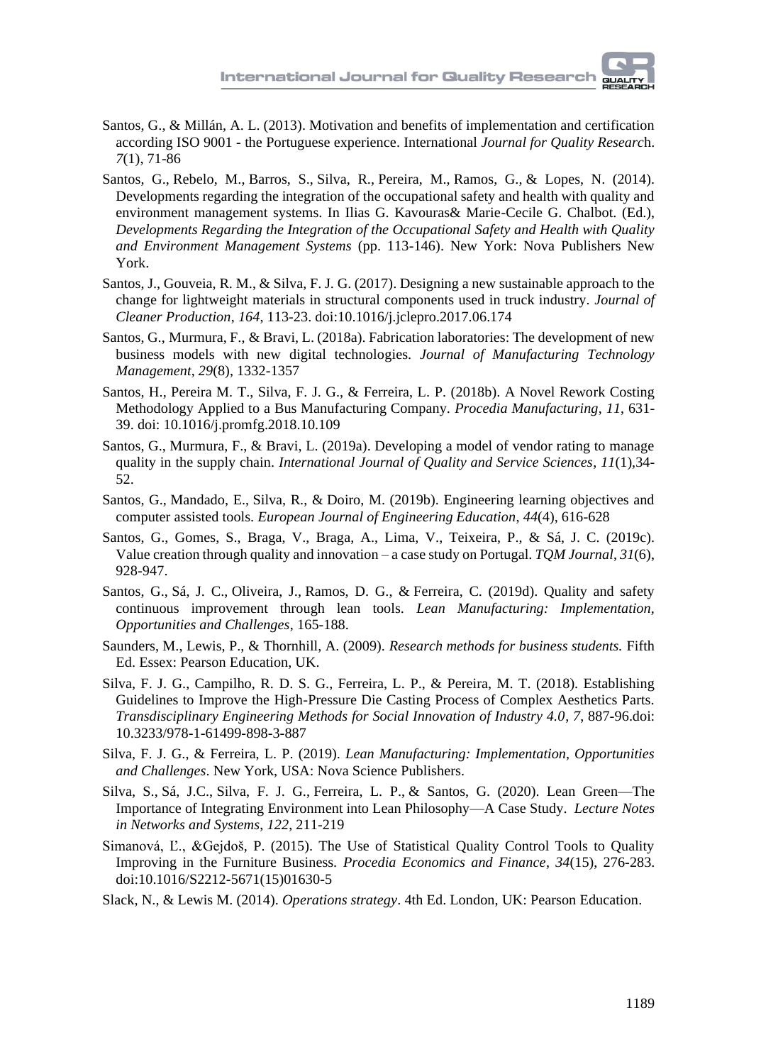Santos, G., & Millán, A. L. (2013). Motivation and benefits of implementation and certification according ISO 9001 - the Portuguese experience. International *Journal for Quality Researc*h. *7*(1), 71-86

Santos, G., Rebelo, M., Barros, S., Silva, R., Pereira, M., Ramos, G., & Lopes, N. (2014). Developments regarding the integration of the occupational safety and health with quality and environment management systems. In Ilias G. Kavouras& Marie-Cecile G. Chalbot. (Ed.), *Developments Regarding the Integration of the Occupational Safety and Health with Quality and Environment Management Systems* (pp. 113-146). New York: Nova Publishers New York.

Santos, J., Gouveia, R. M., & Silva, F. J. G. (2017). Designing a new sustainable approach to the change for lightweight materials in structural components used in truck industry. *Journal of Cleaner Production*, *164*, 113-23. doi:10.1016/j.jclepro.2017.06.174

Santos, G., Murmura, F., & Bravi, L. (2018a). Fabrication laboratories: The development of new business models with new digital technologies. *Journal of Manufacturing Technology Management*, *29*(8), 1332-1357

Santos, H., Pereira M. T., Silva, F. J. G., & Ferreira, L. P. (2018b). A Novel Rework Costing Methodology Applied to a Bus Manufacturing Company. *Procedia Manufacturing*, *11*, 631-39. doi: 10.1016/j.promfg.2018.10.109

Santos, G., Murmura, F., & Bravi, L. (2019a). Developing a model of vendor rating to manage quality in the supply chain. *International Journal of Quality and Service Sciences*, *11*(1),34-52.

Santos, G., Mandado, E., Silva, R., & Doiro, M. (2019b). Engineering learning objectives and computer assisted tools. *European Journal of Engineering Education*, *44*(4), 616-628

Santos, G., Gomes, S., Braga, V., Braga, A., Lima, V., Teixeira, P., & Sá, J. C. (2019c). Value creation through quality and innovation – a case study on Portugal. *TQM Journal*, *31*(6), 928-947.

Santos, G., Sá, J. C., Oliveira, J., Ramos, D. G., & Ferreira, C. (2019d). Quality and safety continuous improvement through lean tools. *Lean Manufacturing: Implementation, Opportunities and Challenges*, 165-188.

Saunders, M., Lewis, P., & Thornhill, A. (2009). *Research methods for business students.* Fifth Ed. Essex: Pearson Education, UK.

Silva, F. J. G., Campilho, R. D. S. G., Ferreira, L. P., & Pereira, M. T. (2018). Establishing Guidelines to Improve the High-Pressure Die Casting Process of Complex Aesthetics Parts. *Transdisciplinary Engineering Methods for Social Innovation of Industry 4.0*, *7*, 887-96.doi: 10.3233/978-1-61499-898-3-887

Silva, F. J. G., & Ferreira, L. P. (2019). *Lean Manufacturing: Implementation, Opportunities and Challenges*. New York, USA: Nova Science Publishers.

Silva, S., Sá, J.C., Silva, F. J. G., Ferreira, L. P., & Santos, G. (2020). Lean Green—The Importance of Integrating Environment into Lean Philosophy—A Case Study. *Lecture Notes in Networks and Systems*, *122*, 211-219

Simanová, Ľ., &Gejdoš, P. (2015). The Use of Statistical Quality Control Tools to Quality Improving in the Furniture Business. *Procedia Economics and Finance*, *34*(15), 276-283. doi:10.1016/S2212-5671(15)01630-5

Slack, N., & Lewis M. (2014). *Operations strategy*. 4th Ed. London, UK: Pearson Education.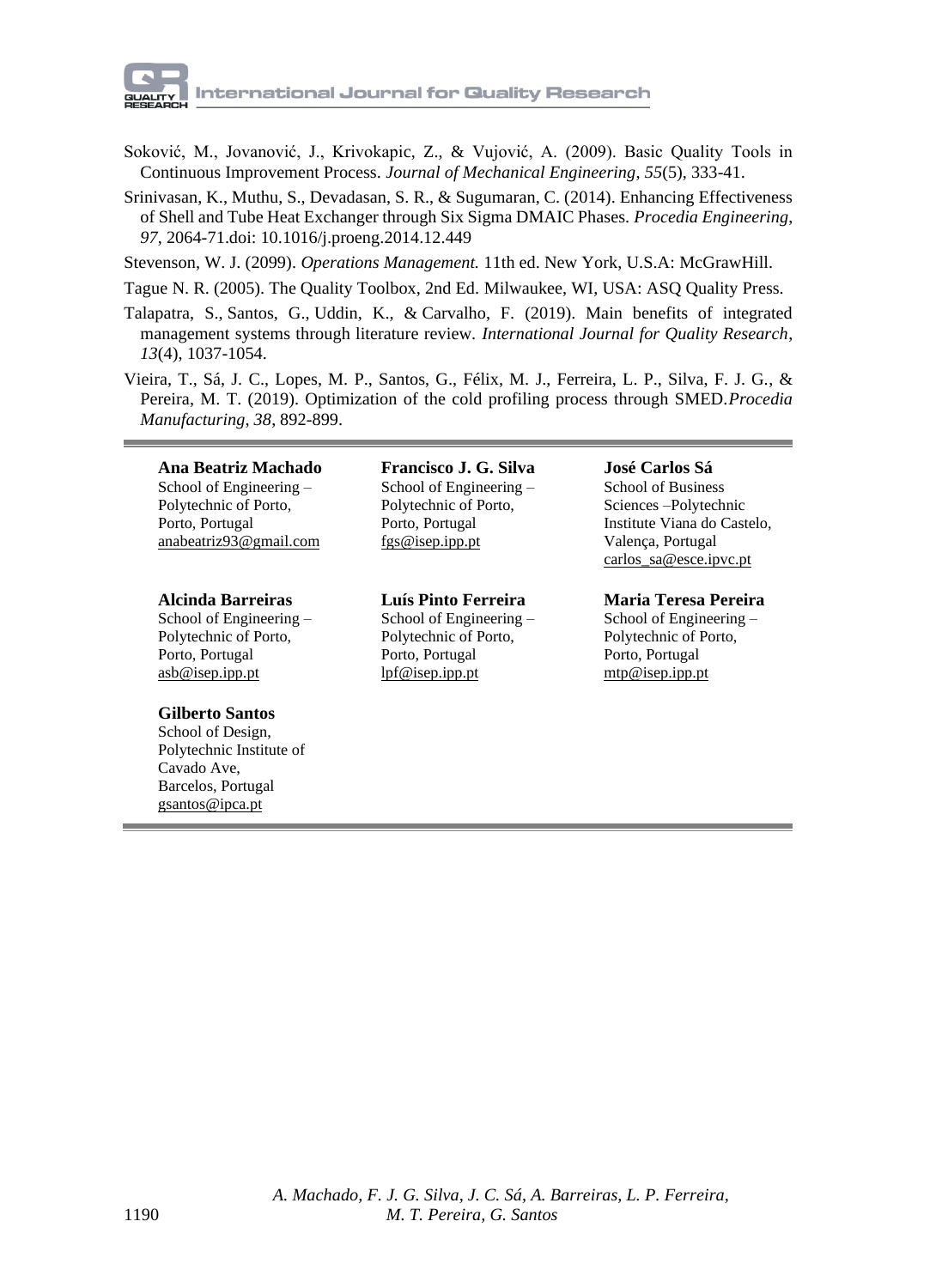Soković, M., Jovanović, J., Krivokapic, Z., & Vujović, A. (2009). Basic Quality Tools in Continuous Improvement Process. *Journal of Mechanical Engineering*, *55*(5), 333-41.

Srinivasan, K., Muthu, S., Devadasan, S. R., & Sugumaran, C. (2014). Enhancing Effectiveness of Shell and Tube Heat Exchanger through Six Sigma DMAIC Phases. *Procedia Engineering*, *97*, 2064-71.doi: 10.1016/j.proeng.2014.12.449

Stevenson, W. J. (2099). *Operations Management.* 11th ed. New York, U.S.A: McGrawHill.

Tague N. R. (2005). The Quality Toolbox, 2nd Ed. Milwaukee, WI, USA: ASQ Quality Press.

Talapatra, S., Santos, G., Uddin, K., & Carvalho, F. (2019). Main benefits of integrated management systems through literature review. *International Journal for Quality Research*, *13*(4), 1037-1054.

Vieira, T., Sá, J. C., Lopes, M. P., Santos, G., Félix, M. J., Ferreira, L. P., Silva, F. J. G., & Pereira, M. T. (2019). Optimization of the cold profiling process through SMED.*Procedia Manufacturing*, *38*, 892-899.

---

**Ana Beatriz Machado**
School of Engineering – Polytechnic of Porto,
Porto, Portugal
anabeatriz93@gmail.com

**Francisco J. G. Silva**
School of Engineering – Polytechnic of Porto,
Porto, Portugal
fgs@isep.ipp.pt

**José Carlos Sá**
School of Business Sciences –Polytechnic Institute Viana do Castelo,
Valença, Portugal
carlos_sa@esce.ipvc.pt

**Alcinda Barreiras**
School of Engineering – Polytechnic of Porto,
Porto, Portugal
asb@isep.ipp.pt

**Luís Pinto Ferreira**
School of Engineering – Polytechnic of Porto,
Porto, Portugal
lpf@isep.ipp.pt

**Maria Teresa Pereira**
School of Engineering – Polytechnic of Porto,
Porto, Portugal
mtp@isep.ipp.pt

**Gilberto Santos**
School of Design,
Polytechnic Institute of Cavado Ave,
Barcelos, Portugal
gsantos@ipca.pt